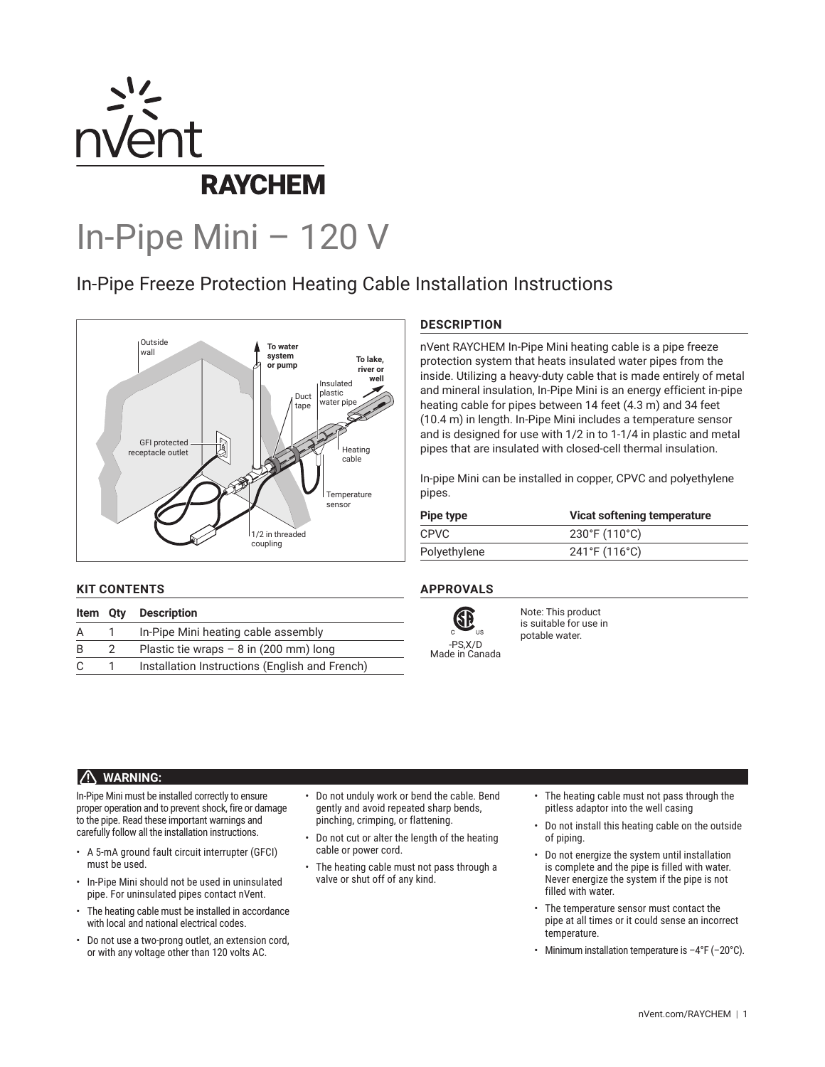# In-Pipe Mini – 120 V

## In-Pipe Freeze Protection Heating Cable Installation Instructions

### DESCRIPTION

nVent RAYCHEM In-Pipe Mini heating cable is a pipe freeze protection system that heats insulated water pipes from the inside. Utilizing a heavy-duty cable that is made entirely of metal and mineral insulation, In-Pipe Mini is an energy efficient in-pipe heating cable for pipes between 14 feet (4.3 m) and 34 feet (10.4 m) in length. In-Pipe Mini includes a temperature sensor and is designed for use with 1/2 in to 1-1/4 in plastic and metal pipes that are insulated with closed-cell thermal insulation.

In-pipe Mini can be installed in copper, CPVC and polyethylene pipes.

| Pipe type | Vicat softening temperature |
|---|---|
| CPVC | 230°F (110°C) |
| Polyethylene | 241°F (116°C) |

### KIT CONTENTS

| Item | Qty | Description |
|---|---|---|
| A | 1 | In-Pipe Mini heating cable assembly |
| B | 2 | Plastic tie wraps – 8 in (200 mm) long |
| C | 1 | Installation Instructions (English and French) |

### APPROVALS

-PS,X/D
Made in Canada

Note: This product is suitable for use in potable water.

### ⚠ WARNING:

In-Pipe Mini must be installed correctly to ensure proper operation and to prevent shock, fire or damage to the pipe. Read these important warnings and carefully follow all the installation instructions.

- A 5-mA ground fault circuit interrupter (GFCI) must be used.
- In-Pipe Mini should not be used in uninsulated pipe. For uninsulated pipes contact nVent.
- The heating cable must be installed in accordance with local and national electrical codes.
- Do not use a two-prong outlet, an extension cord, or with any voltage other than 120 volts AC.
- Do not unduly work or bend the cable. Bend gently and avoid repeated sharp bends, pinching, crimping, or flattening.
- Do not cut or alter the length of the heating cable or power cord.
- The heating cable must not pass through a valve or shut off of any kind.
- The heating cable must not pass through the pitless adaptor into the well casing
- Do not install this heating cable on the outside of piping.
- Do not energize the system until installation is complete and the pipe is filled with water. Never energize the system if the pipe is not filled with water.
- The temperature sensor must contact the pipe at all times or it could sense an incorrect temperature.
- Minimum installation temperature is –4°F (–20°C).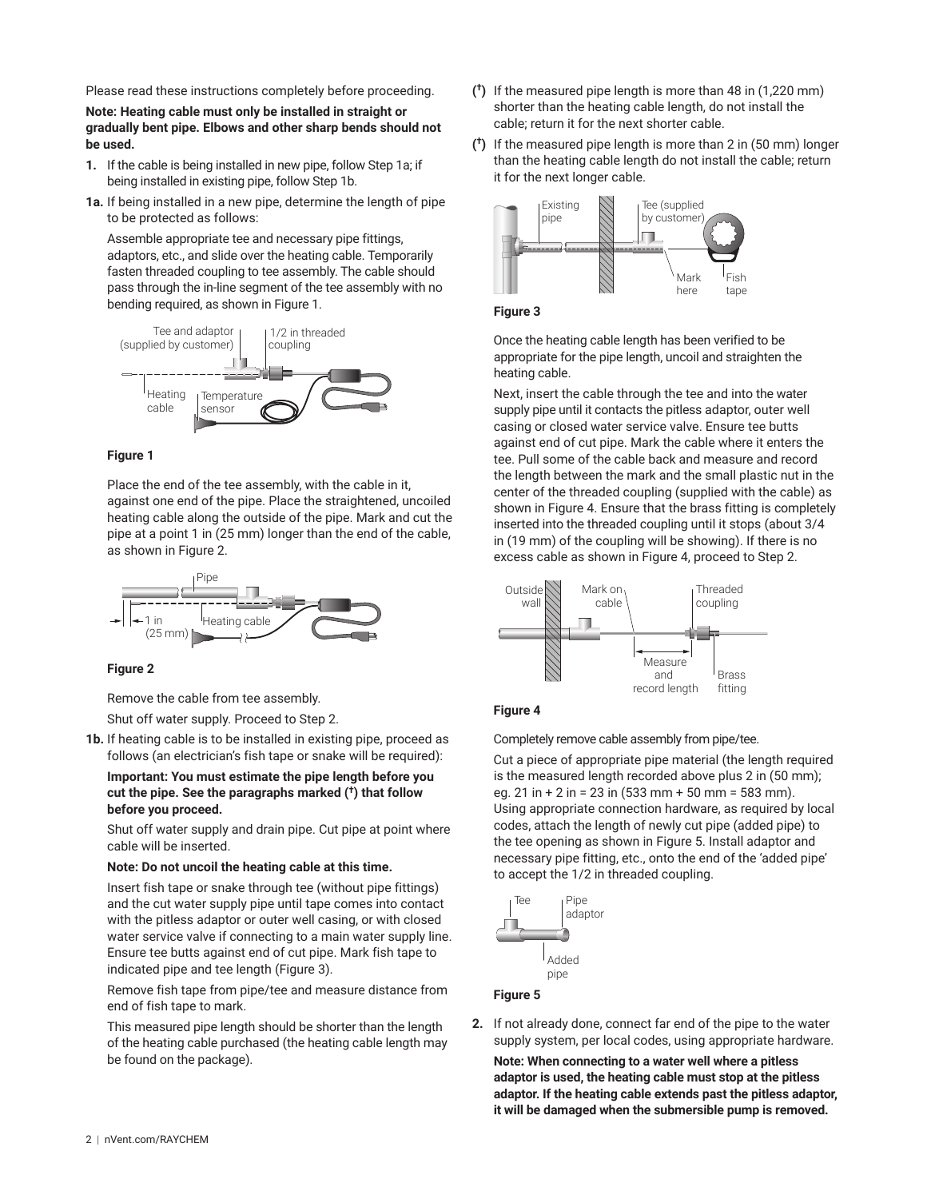Please read these instructions completely before proceeding.

**Note: Heating cable must only be installed in straight or gradually bent pipe. Elbows and other sharp bends should not be used.**

**1.** If the cable is being installed in new pipe, follow Step 1a; if being installed in existing pipe, follow Step 1b.

**1a.** If being installed in a new pipe, determine the length of pipe to be protected as follows:

Assemble appropriate tee and necessary pipe fittings, adaptors, etc., and slide over the heating cable. Temporarily fasten threaded coupling to tee assembly. The cable should pass through the in-line segment of the tee assembly with no bending required, as shown in Figure 1.

**Figure 1**

Place the end of the tee assembly, with the cable in it, against one end of the pipe. Place the straightened, uncoiled heating cable along the outside of the pipe. Mark and cut the pipe at a point 1 in (25 mm) longer than the end of the cable, as shown in Figure 2.

**Figure 2**

Remove the cable from tee assembly.

Shut off water supply. Proceed to Step 2.

**1b.** If heating cable is to be installed in existing pipe, proceed as follows (an electrician's fish tape or snake will be required):

**Important: You must estimate the pipe length before you cut the pipe. See the paragraphs marked (†) that follow before you proceed.**

Shut off water supply and drain pipe. Cut pipe at point where cable will be inserted.

**Note: Do not uncoil the heating cable at this time.**

Insert fish tape or snake through tee (without pipe fittings) and the cut water supply pipe until tape comes into contact with the pitless adaptor or outer well casing, or with closed water service valve if connecting to a main water supply line. Ensure tee butts against end of cut pipe. Mark fish tape to indicated pipe and tee length (Figure 3).

Remove fish tape from pipe/tee and measure distance from end of fish tape to mark.

This measured pipe length should be shorter than the length of the heating cable purchased (the heating cable length may be found on the package).

**(†)** If the measured pipe length is more than 48 in (1,220 mm) shorter than the heating cable length, do not install the cable; return it for the next shorter cable.

**(†)** If the measured pipe length is more than 2 in (50 mm) longer than the heating cable length do not install the cable; return it for the next longer cable.

**Figure 3**

Once the heating cable length has been verified to be appropriate for the pipe length, uncoil and straighten the heating cable.

Next, insert the cable through the tee and into the water supply pipe until it contacts the pitless adaptor, outer well casing or closed water service valve. Ensure tee butts against end of cut pipe. Mark the cable where it enters the tee. Pull some of the cable back and measure and record the length between the mark and the small plastic nut in the center of the threaded coupling (supplied with the cable) as shown in Figure 4. Ensure that the brass fitting is completely inserted into the threaded coupling until it stops (about 3/4 in (19 mm) of the coupling will be showing). If there is no excess cable as shown in Figure 4, proceed to Step 2.

**Figure 4**

Completely remove cable assembly from pipe/tee.

Cut a piece of appropriate pipe material (the length required is the measured length recorded above plus 2 in (50 mm); eg. 21 in + 2 in = 23 in (533 mm + 50 mm = 583 mm). Using appropriate connection hardware, as required by local codes, attach the length of newly cut pipe (added pipe) to the tee opening as shown in Figure 5. Install adaptor and necessary pipe fitting, etc., onto the end of the 'added pipe' to accept the 1/2 in threaded coupling.

**Figure 5**

**2.** If not already done, connect far end of the pipe to the water supply system, per local codes, using appropriate hardware.

**Note: When connecting to a water well where a pitless adaptor is used, the heating cable must stop at the pitless adaptor. If the heating cable extends past the pitless adaptor, it will be damaged when the submersible pump is removed.**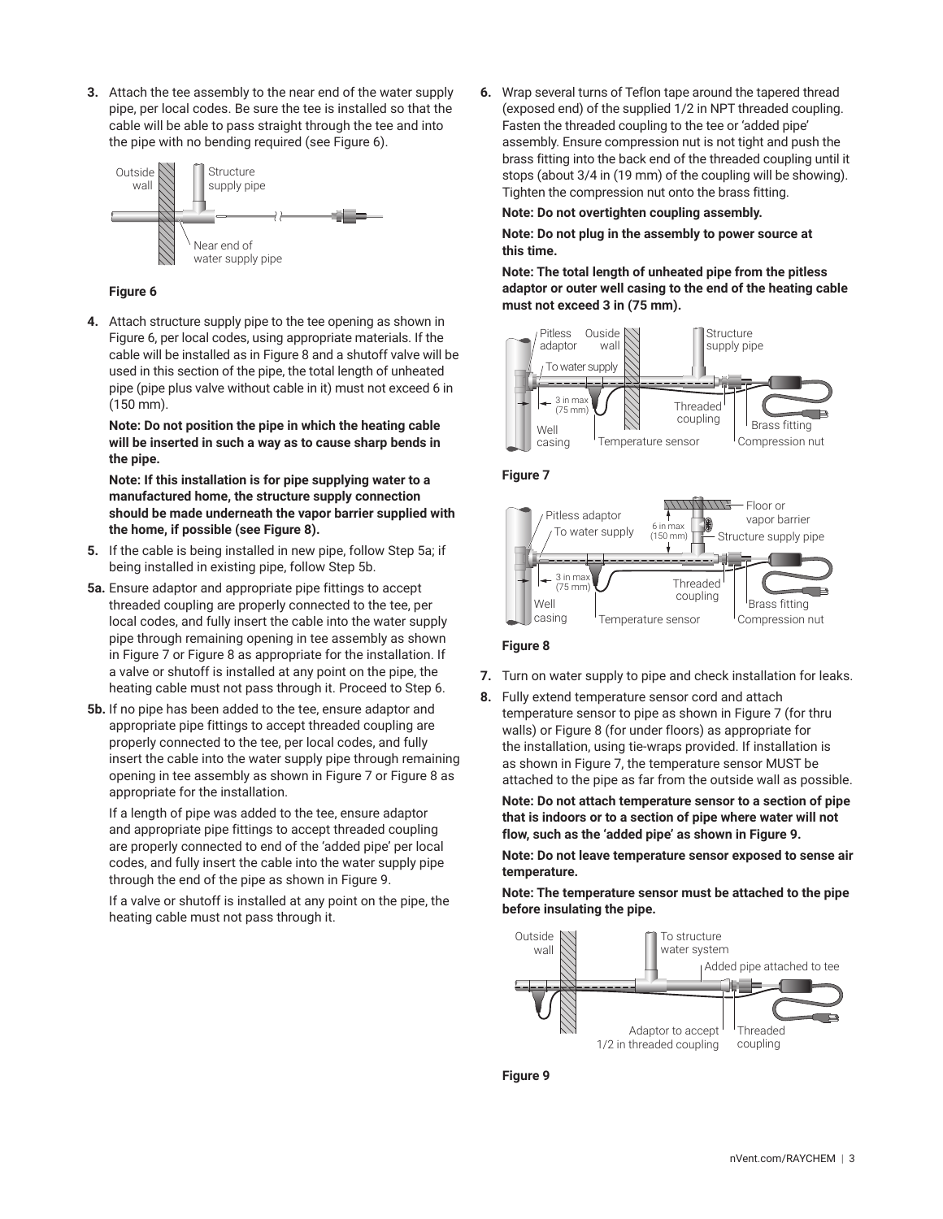3. Attach the tee assembly to the near end of the water supply pipe, per local codes. Be sure the tee is installed so that the cable will be able to pass straight through the tee and into the pipe with no bending required (see Figure 6).

**Figure 6**

4. Attach structure supply pipe to the tee opening as shown in Figure 6, per local codes, using appropriate materials. If the cable will be installed as in Figure 8 and a shutoff valve will be used in this section of the pipe, the total length of unheated pipe (pipe plus valve without cable in it) must not exceed 6 in (150 mm).

   **Note: Do not position the pipe in which the heating cable will be inserted in such a way as to cause sharp bends in the pipe.**

   **Note: If this installation is for pipe supplying water to a manufactured home, the structure supply connection should be made underneath the vapor barrier supplied with the home, if possible (see Figure 8).**

5. If the cable is being installed in new pipe, follow Step 5a; if being installed in existing pipe, follow Step 5b.

5a. Ensure adaptor and appropriate pipe fittings to accept threaded coupling are properly connected to the tee, per local codes, and fully insert the cable into the water supply pipe through remaining opening in tee assembly as shown in Figure 7 or Figure 8 as appropriate for the installation. If a valve or shutoff is installed at any point on the pipe, the heating cable must not pass through it. Proceed to Step 6.

5b. If no pipe has been added to the tee, ensure adaptor and appropriate pipe fittings to accept threaded coupling are properly connected to the tee, per local codes, and fully insert the cable into the water supply pipe through remaining opening in tee assembly as shown in Figure 7 or Figure 8 as appropriate for the installation.

   If a length of pipe was added to the tee, ensure adaptor and appropriate pipe fittings to accept threaded coupling are properly connected to end of the 'added pipe' per local codes, and fully insert the cable into the water supply pipe through the end of the pipe as shown in Figure 9.

   If a valve or shutoff is installed at any point on the pipe, the heating cable must not pass through it.

6. Wrap several turns of Teflon tape around the tapered thread (exposed end) of the supplied 1/2 in NPT threaded coupling. Fasten the threaded coupling to the tee or 'added pipe' assembly. Ensure compression nut is not tight and push the brass fitting into the back end of the threaded coupling until it stops (about 3/4 in (19 mm) of the coupling will be showing). Tighten the compression nut onto the brass fitting.

   **Note: Do not overtighten coupling assembly.**

   **Note: Do not plug in the assembly to power source at this time.**

   **Note: The total length of unheated pipe from the pitless adaptor or outer well casing to the end of the heating cable must not exceed 3 in (75 mm).**

**Figure 7**

**Figure 8**

7. Turn on water supply to pipe and check installation for leaks.

8. Fully extend temperature sensor cord and attach temperature sensor to pipe as shown in Figure 7 (for thru walls) or Figure 8 (for under floors) as appropriate for the installation, using tie-wraps provided. If installation is as shown in Figure 7, the temperature sensor MUST be attached to the pipe as far from the outside wall as possible.

   **Note: Do not attach temperature sensor to a section of pipe that is indoors or to a section of pipe where water will not flow, such as the 'added pipe' as shown in Figure 9.**

   **Note: Do not leave temperature sensor exposed to sense air temperature.**

   **Note: The temperature sensor must be attached to the pipe before insulating the pipe.**

**Figure 9**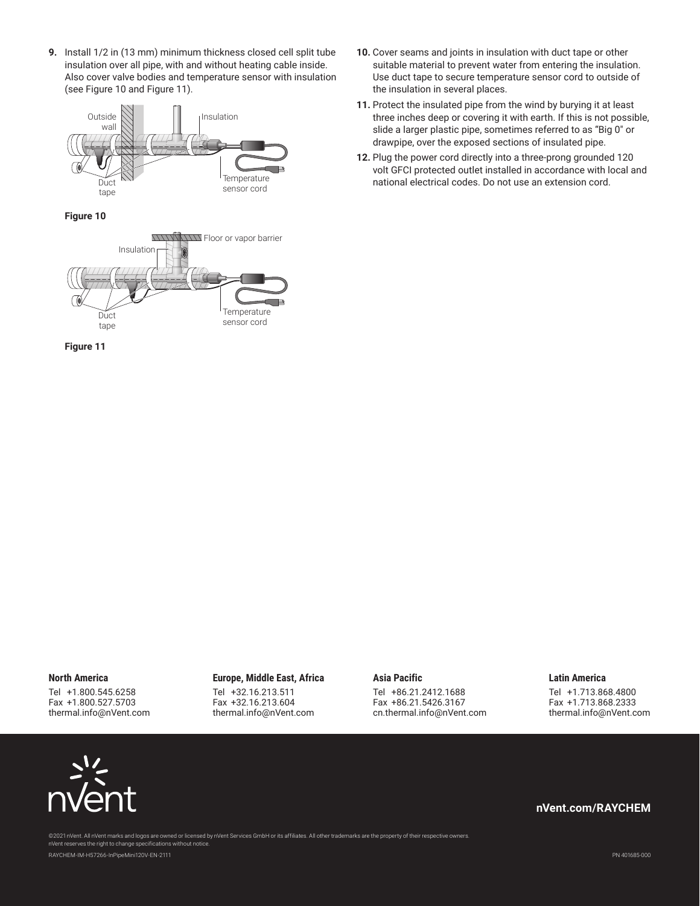**9.** Install 1/2 in (13 mm) minimum thickness closed cell split tube insulation over all pipe, with and without heating cable inside. Also cover valve bodies and temperature sensor with insulation (see Figure 10 and Figure 11).

Outside wall

Insulation

Duct tape

Temperature sensor cord

**Figure 10**

Floor or vapor barrier

Insulation

Duct tape

Temperature sensor cord

**Figure 11**

**10.** Cover seams and joints in insulation with duct tape or other suitable material to prevent water from entering the insulation. Use duct tape to secure temperature sensor cord to outside of the insulation in several places.

**11.** Protect the insulated pipe from the wind by burying it at least three inches deep or covering it with earth. If this is not possible, slide a larger plastic pipe, sometimes referred to as "Big 0" or drawpipe, over the exposed sections of insulated pipe.

**12.** Plug the power cord directly into a three-prong grounded 120 volt GFCI protected outlet installed in accordance with local and national electrical codes. Do not use an extension cord.

**North America**
Tel +1.800.545.6258
Fax +1.800.527.5703
thermal.info@nVent.com

**Europe, Middle East, Africa**
Tel +32.16.213.511
Fax +32.16.213.604
thermal.info@nVent.com

**Asia Pacific**
Tel +86.21.2412.1688
Fax +86.21.5426.3167
cn.thermal.info@nVent.com

**Latin America**
Tel +1.713.868.4800
Fax +1.713.868.2333
thermal.info@nVent.com

nVent

**nVent.com/RAYCHEM**

©2021 nVent. All nVent marks and logos are owned or licensed by nVent Services GmbH or its affiliates. All other trademarks are the property of their respective owners. nVent reserves the right to change specifications without notice.

RAYCHEM-IM-H57266-InPipeMini120V-EN-2111

PN 401685-000